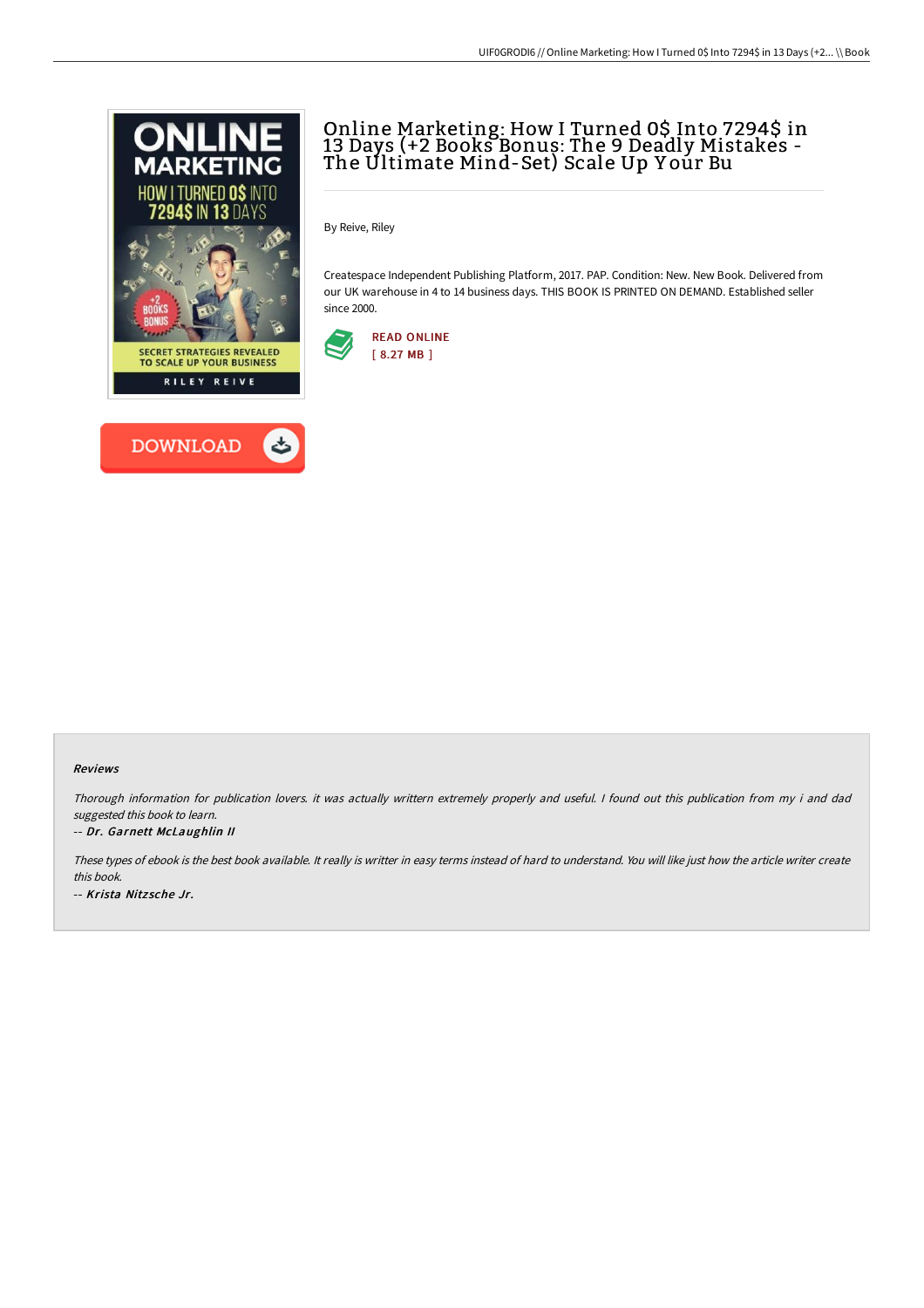# Online Marketing: How I Turned 0$ Into 7294$ in 13 Days (+2 Books Bonus: The 9 Deadly Mistakes - The Ultimate Mind-Set) Scale Up Your Bu

By Reive, Riley

Createspace Independent Publishing Platform, 2017. PAP. Condition: New. New Book. Delivered from our UK warehouse in 4 to 14 business days. THIS BOOK IS PRINTED ON DEMAND. Established seller since 2000.

READ ONLINE
[ 8.27 MB ]

DOWNLOAD

#### Reviews

*Thorough information for publication lovers. it was actually writtern extremely properly and useful. I found out this publication from my i and dad suggested this book to learn.*

*-- Dr. Garnett McLaughlin II*

*These types of ebook is the best book available. It really is writter in easy terms instead of hard to understand. You will like just how the article writer create this book.*

*-- Krista Nitzsche Jr.*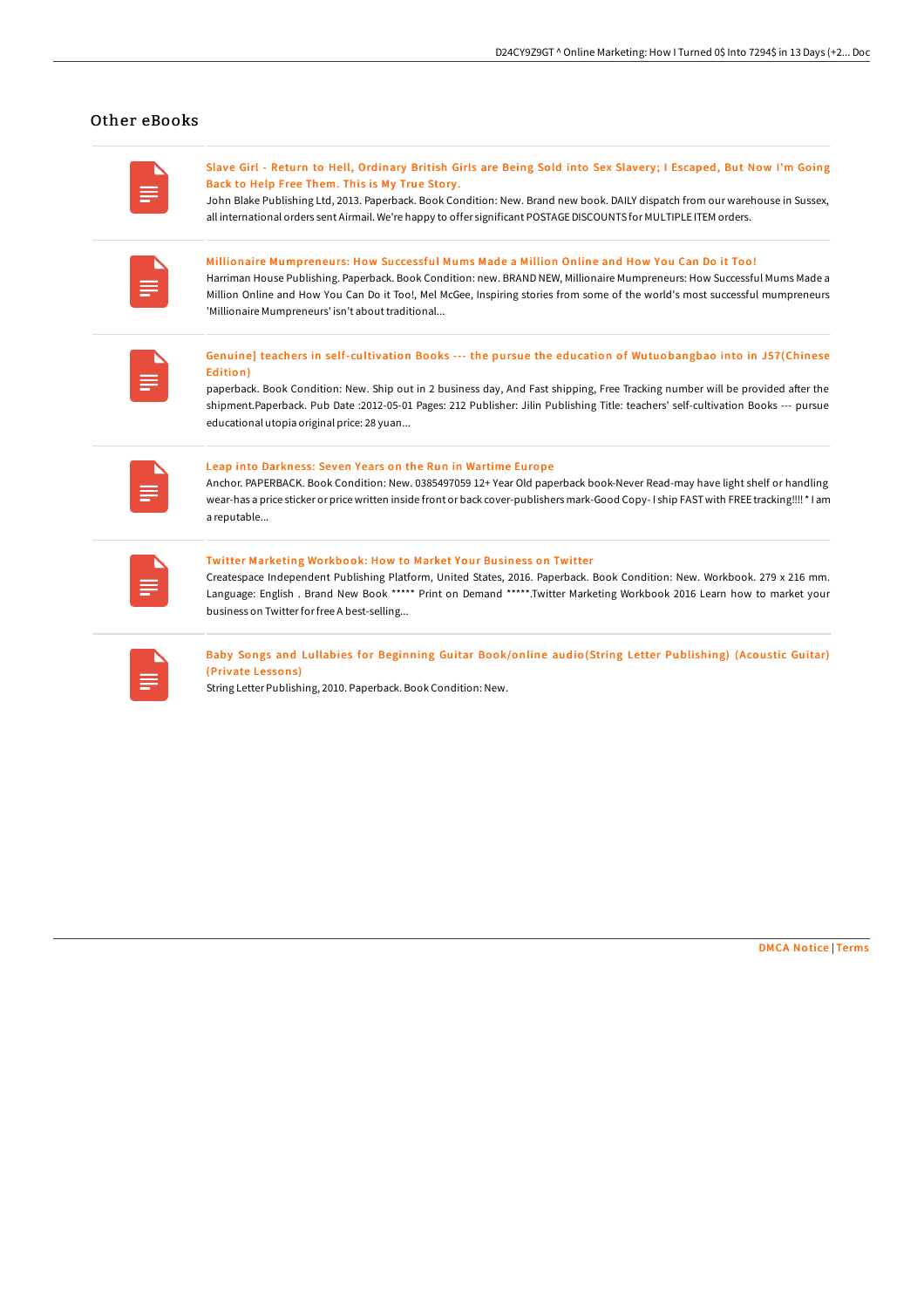## Other eBooks

**Slave Girl - Return to Hell, Ordinary British Girls are Being Sold into Sex Slavery; I Escaped, But Now I'm Going Back to Help Free Them. This is My True Story.**

John Blake Publishing Ltd, 2013. Paperback. Book Condition: New. Brand new book. DAILY dispatch from our warehouse in Sussex, all international orders sent Airmail. We're happy to offer significant POSTAGE DISCOUNTS for MULTIPLE ITEM orders.

**Millionaire Mumpreneurs: How Successful Mums Made a Million Online and How You Can Do it Too!**

Harriman House Publishing. Paperback. Book Condition: new. BRAND NEW, Millionaire Mumpreneurs: How Successful Mums Made a Million Online and How You Can Do it Too!, Mel McGee, Inspiring stories from some of the world's most successful mumpreneurs 'Millionaire Mumpreneurs' isn't about traditional...

**Genuine] teachers in self-cultivation Books --- the pursue the education of Wutuobangbao into in J57(Chinese Edition)**

paperback. Book Condition: New. Ship out in 2 business day, And Fast shipping, Free Tracking number will be provided after the shipment.Paperback. Pub Date :2012-05-01 Pages: 212 Publisher: Jilin Publishing Title: teachers' self-cultivation Books --- pursue educational utopia original price: 28 yuan...

**Leap into Darkness: Seven Years on the Run in Wartime Europe**

Anchor. PAPERBACK. Book Condition: New. 0385497059 12+ Year Old paperback book-Never Read-may have light shelf or handling wear-has a price sticker or price written inside front or back cover-publishers mark-Good Copy- I ship FAST with FREE tracking!!!! * I am a reputable...

**Twitter Marketing Workbook: How to Market Your Business on Twitter**

Createspace Independent Publishing Platform, United States, 2016. Paperback. Book Condition: New. Workbook. 279 x 216 mm. Language: English . Brand New Book ***** Print on Demand *****.Twitter Marketing Workbook 2016 Learn how to market your business on Twitter for free A best-selling...

**Baby Songs and Lullabies for Beginning Guitar Book/online audio(String Letter Publishing) (Acoustic Guitar) (Private Lessons)**

String Letter Publishing, 2010. Paperback. Book Condition: New.